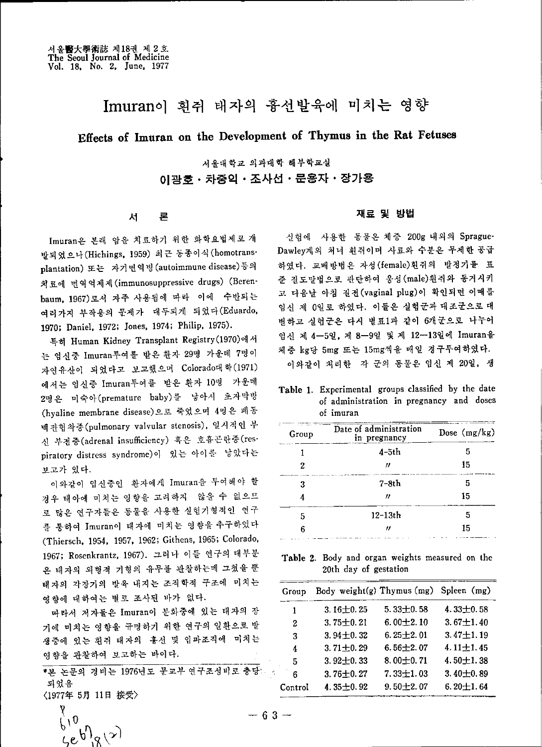# Imuran이 흰쥐 태자의 흉선발육에 미치는 영향

## Effects of Imuran on the Development of Thymus in the Rat Fetuses

서울대학교 의과대학 해부학교실

**이광호 · 차중익 · 조사선 · 문용자 · 장가용**

## 서 론

Imuran은 본래 암을 치료하기 위한 화학요법제로 개발되었으나(Hichings, 1959) 최근 동종이식(homotransplantation) 또는 자기면역병(autoimmune disease)등의 치료에 면역억제제(immunosuppressive drugs) (Berenbaum, 1967)로서 자주 사용됨에 따라 이에 수반되는 여러가지 부작용의 문제가 대두되게 되었다(Eduardo, 1970; Daniel, 1972; Jones, 1974; Philip, 1975).

특히 Human Kidney Transplant Registry(1970)에서는 임신중 Imuran투여를 받은 환자 29명 가운데 7명이 자연유산이 되었다고 보고했으며 Colorado대학(1971)에서는 임신중 Imuran투여를 받은 환자 10명 가운데 2명은 미숙아(premature baby)를 낳아서 초자막병(hyaline membrane disease)으로 죽었으며 4명은 폐동맥판협착증(pulmonary valvular stenosis), 일시적인 부신 부전증(adrenal insufficiency) 혹은 호흡곤란증(respiratory distress syndrome)이 있는 아이를 낳았다는 보고가 있다.

이와같이 임신중인 환자에게 Imuran을 투여해야 할 경우 태아에 미치는 영향을 고려하지 않을 수 없으므로 많은 연구자들은 동물을 사용한 실험기형적인 연구를 통하여 Imuran이 태자에 미치는 영향을 추구하였다(Thiersch, 1954, 1957, 1962; Githens, 1965; Colorado, 1967; Rosenkrantz, 1967). 그러나 이들 연구의 대부분은 태자의 외형적 기형의 유무를 관찰하는데 그쳤을 뿐 태자의 각장기의 발육 내지는 조직학적 구조에 미치는 영향에 대하여는 별로 조사된 바가 없다.

따라서 저자들은 Imuran이 분화중에 있는 태자의 장기에 미치는 영향을 규명하기 위한 연구의 일환으로 발생중에 있는 흰쥐 태자의 흉선 및 임파조직에 미치는 영향을 관찰하여 보고하는 바이다.

*본 논문의 경비는 1976년도 문교부 연구조성비로 충당되었음

〈1977年 5月 11日 接受〉

## 재료 및 방법

실험에 사용한 동물은 체중 200g 내외의 Sprague-Dawley계의 처녀 흰쥐이며 사료와 수분은 무제한 공급하였다. 교배방법은 자성(female)흰쥐의 발정기를 표준 질도말법으로 판단하여 웅성(male)흰쥐와 동거시키고 다음날 아침 질전(vaginal plug)이 확인되면 이때를 임신 제 0일로 하였다. 이들은 실험군과 대조군으로 대별하고 실험군은 다시 별표1과 같이 6개군으로 나누어 임신 제 4—5일, 제 8—9일 및 제 12—13일에 Imuran을 체중 kg당 5mg 또는 15mg씩을 매일 경구투여하였다.

이와같이 처리한 각 군의 동물은 임신 제 20일, 생

**Table 1.** Experimental groups classified by the date of administration in pregnancy and doses of imuran

| Group | Date of administration in pregnancy | Dose (mg/kg) |
|---|---|---|
| 1 | 4-5th | 5 |
| 2 | 〃 | 15 |
| 3 | 7-8th | 5 |
| 4 | 〃 | 15 |
| 5 | 12-13th | 5 |
| 6 | 〃 | 15 |

**Table 2.** Body and organ weights measured on the 20th day of gestation

| Group | Body weight(g) | Thymus (mg) | Spleen (mg) |
|---|---|---|---|
| 1 | 3.16±0.25 | 5.33±0.58 | 4.33±0.58 |
| 2 | 3.75±0.21 | 6.00±2.10 | 3.67±1.40 |
| 3 | 3.94±0.32 | 6.25±2.01 | 3.47±1.19 |
| 4 | 3.71±0.29 | 6.56±2.07 | 4.11±1.45 |
| 5 | 3.92±0.33 | 8.00±0.71 | 4.50±1.38 |
| 6 | 3.76±0.27 | 7.33±1.03 | 3.40±0.89 |
| Control | 4.35±0.92 | 9.50±2.07 | 6.20±1.64 |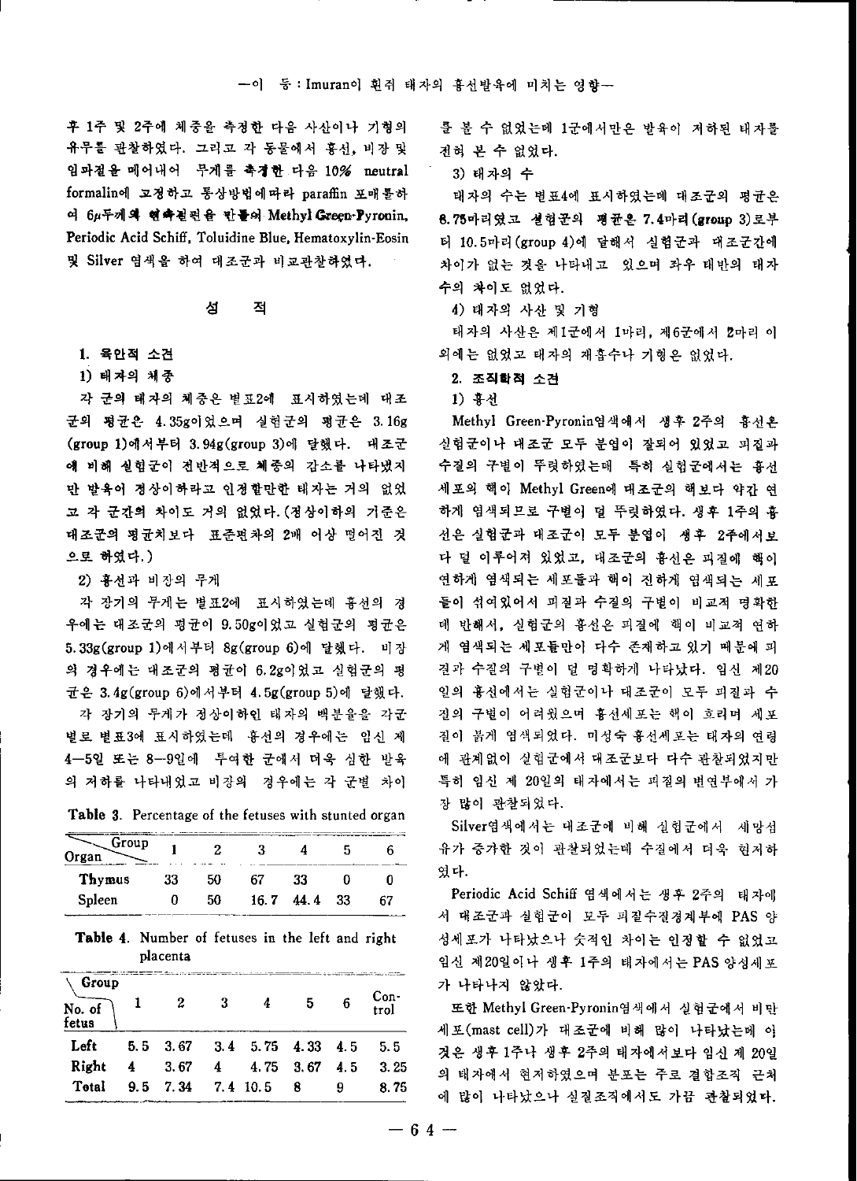후 1주 및 2주에 체중을 측정한 다음 사산이나 기형의 유무를 관찰하였다. 그리고 각 동물에서 흉선, 비장 및 임파절을 떼어내어 무게를 측정한 다음 10% neutral formalin에 고정하고 통상방법에따라 paraffin 포매를하여 6μ두께의 연속절편을 만들어 Methyl Green-Pyronin, Periodic Acid Schiff, Toluidine Blue, Hematoxylin-Eosin 및 Silver 염색을 하여 대조군과 비교관찰하였다.

## 성 적

### 1. 육안적 소견

#### 1) 태자의 체중

각 군의 태자의 체중은 별표2에 표시하였는데 대조군의 평균은 4.35g이었으며 실험군의 평균은 3.16g (group 1)에서부터 3.94g(group 3)에 달했다. 대조군에 비해 실험군이 전반적으로 체중의 감소를 나타냈지만 발육이 정상이하라고 인정할만한 태자는 거의 없었고 각 군간의 차이도 거의 없었다.(정상이하의 기준은 대조군의 평균치보다 표준편차의 2배 이상 떨어진 것으로 하였다.)

#### 2) 흉선과 비장의 무게

각 장기의 무게는 별표2에 표시하였는데 흉선의 경우에는 대조군의 평균이 9.50g이었고 실험군의 평균은 5.33g(group 1)에서부터 8g(group 6)에 달했다. 비장의 경우에는 대조군의 평균이 6.2g이었고 실험군의 평균은 3.4g(group 6)에서부터 4.5g(group 5)에 달했다.

각 장기의 무게가 정상이하인 태자의 백분율을 각군별로 별표3에 표시하였는데 흉선의 경우에는 임신 제4—5일 또는 8—9일에 투여한 군에서 더욱 심한 발육의 저하를 나타내었고 비장의 경우에는 각 군별 차이를 볼 수 없었는데 1군에서만은 발육이 저하된 태자를 전혀 볼 수 없었다.

**Table 3.** Percentage of the fetuses with stunted organ

| Organ \ Group | 1 | 2 | 3 | 4 | 5 | 6 |
|---|---|---|---|---|---|---|
| **Thymus** | 33 | 50 | 67 | 33 | 0 | 0 |
| **Spleen** | 0 | 50 | 16.7 | 44.4 | 33 | 67 |

**Table 4.** Number of fetuses in the left and right placenta

| No. of fetus \ Group | 1 | 2 | 3 | 4 | 5 | 6 | Control |
|---|---|---|---|---|---|---|---|
| **Left** | 5.5 | 3.67 | 3.4 | 5.75 | 4.33 | 4.5 | 5.5 |
| **Right** | 4 | 3.67 | 4 | 4.75 | 3.67 | 4.5 | 3.25 |
| **Total** | 9.5 | 7.34 | 7.4 | 10.5 | 8 | 9 | 8.75 |

#### 3) 태자의 수

태자의 수는 별표4에 표시하였는데 대조군의 평균은 8.75마리였고 실험군의 평균은 7.4마리(group 3)로부터 10.5마리(group 4)에 달해서 실험군과 대조군간에 차이가 없는 것을 나타내고 있으며 좌우 태반의 태자수의 차이도 없었다.

#### 4) 태자의 사산 및 기형

태자의 사산은 제1군에서 1마리, 제6군에서 2마리 이외에는 없었고 태자의 재흡수나 기형은 없었다.

### 2. 조직학적 소견

#### 1) 흉선

Methyl Green-Pyronin염색에서 생후 2주의 흉선은 실험군이나 대조군 모두 분엽이 잘되어 있었고 피질과 수질의 구별이 뚜렷하였는데 특히 실험군에서는 흉선세포의 핵이 Methyl Green에 대조군의 핵보다 약간 연하게 염색되므로 구별이 덜 뚜렷하였다. 생후 1주의 흉선은 실험군과 대조군이 모두 분엽이 생후 2주에서보다 덜 이루어져 있었고, 대조군의 흉선은 피질에 핵이 연하게 염색되는 세포들과 핵이 진하게 염색되는 세포들이 섞여있어서 피질과 수질의 구별이 비교적 명확한데 반해서, 실험군의 흉선은 피질에 핵이 비교적 연하게 염색되는 세포들만이 다수 존재하고 있기 때문에 피질과 수질의 구별이 덜 명확하게 나타났다. 임신 제20일의 흉선에서는 실험군이나 대조군이 모두 피질과 수질의 구별이 어려웠으며 흉선세포는 핵이 흐리며 세포질이 붉게 염색되었다. 미성숙 흉선세포는 태자의 연령에 관계없이 실험군에서 대조군보다 다수 관찰되었지만 특히 임신 제 20일의 태자에서는 피질의 변연부에서 가장 많이 관찰되었다.

Silver염색에서는 대조군에 비해 실험군에서 세망섬유가 증가한 것이 관찰되었는데 수질에서 더욱 현저하였다.

Periodic Acid Schiff 염색에서는 생후 2주의 태자에서 대조군과 실험군이 모두 피질수질경계부에 PAS 양성세포가 나타났으나 숫적인 차이는 인정할 수 없었고 임신 제20일이나 생후 1주의 태자에서는 PAS 양성세포가 나타나지 않았다.

또한 Methyl Green-Pyronin염색에서 실험군에서 비만세포(mast cell)가 대조군에 비해 많이 나타났는데 이것은 생후 1주나 생후 2주의 태자에서보다 임신 제 20일의 태자에서 현저하였으며 분포는 주로 결합조직 근처에 많이 나타났으나 실질조직에서도 가끔 관찰되었다.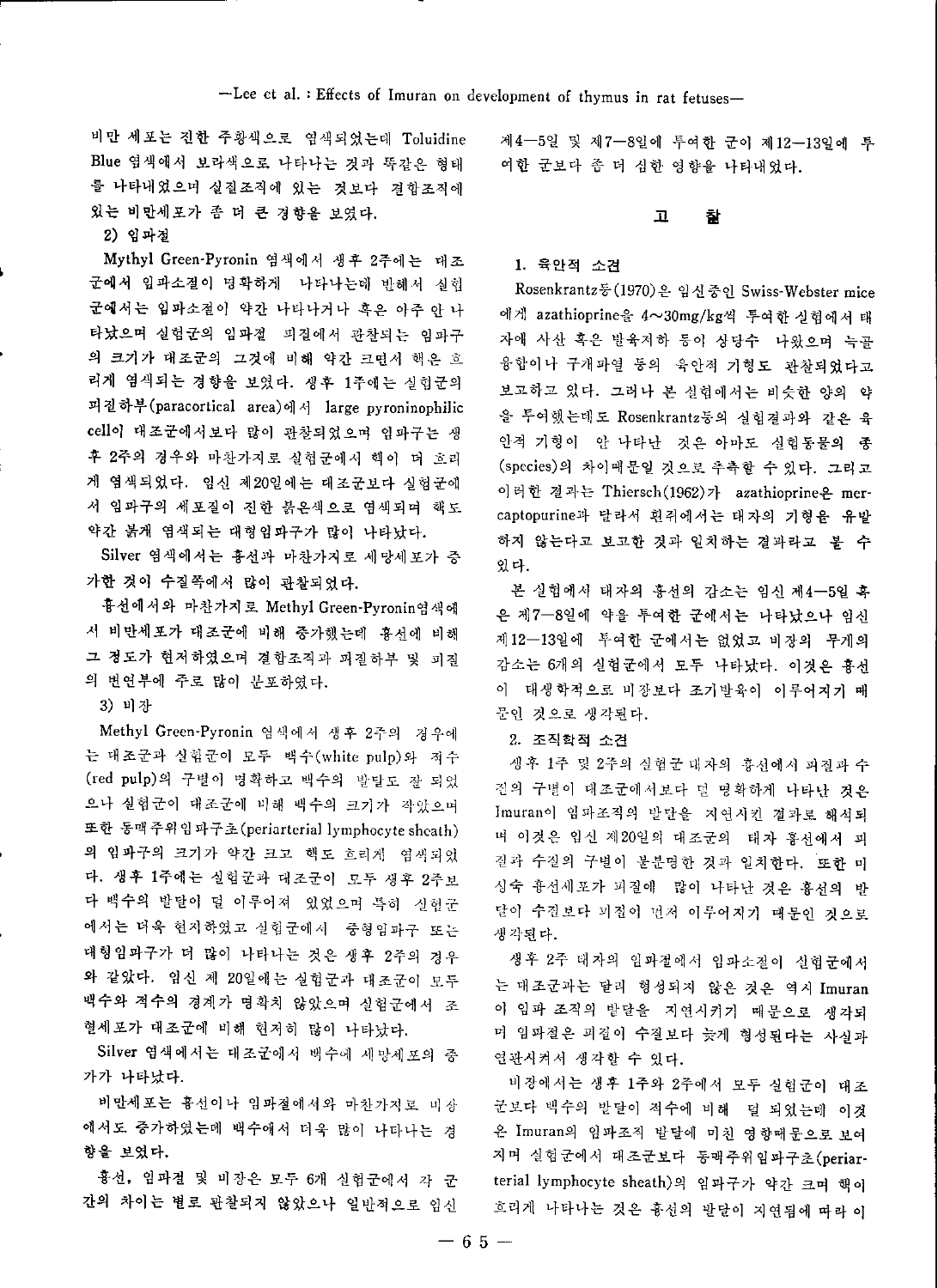비만 세포는 진한 주황색으로 염색되었는데 Toluidine Blue 염색에서 보라색으로 나타나는 것과 똑같은 형태를 나타내었으며 실질조직에 있는 것보다 결합조직에 있는 비만세포가 좀 더 큰 경향을 보였다.

**2) 임파절**

Mythyl Green-Pyronin 염색에서 생후 2주에는 대조군에서 임파소절이 명확하게 나타나는데 반해서 실험군에서는 임파소절이 약간 나타나거나 혹은 아주 안 나타났으며 실험군의 임파절 피질에서 관찰되는 임파구의 크기가 대조군의 그것에 비해 약간 크면서 핵은 흐리게 염색되는 경향을 보였다. 생후 1주에는 실험군의 피질하부(paracortical area)에서 large pyroninophilic cell이 대조군에서보다 많이 관찰되었으며 임파구는 생후 2주의 경우와 마찬가지로 실험군에서 핵이 더 흐리게 염색되었다. 임신 제20일에는 대조군보다 실험군에서 임파구의 세포질이 진한 붉은색으로 염색되며 핵도 약간 붉게 염색되는 대형임파구가 많이 나타났다.

Silver 염색에서는 흉선과 마찬가지로 세망세포가 증가한 것이 수질쪽에서 많이 관찰되었다.

흉선에서와 마찬가지로 Methyl Green-Pyronin염색에서 비만세포가 대조군에 비해 증가했는데 흉선에 비해 그 정도가 현저하였으며 결합조직과 피질하부 및 피질의 변연부에 주로 많이 분포하였다.

**3) 비장**

Methyl Green-Pyronin 염색에서 생후 2주의 경우에는 대조군과 실험군이 모두 백수(white pulp)와 적수(red pulp)의 구별이 명확하고 백수의 발달도 잘 되었으나 실험군이 대조군에 비해 백수의 크기가 작았으며 또한 동맥주위임파구초(periarterial lymphocyte sheath)의 임파구의 크기가 약간 크고 핵도 흐리게 염색되었다. 생후 1주에는 실험군과 대조군이 모두 생후 2주보다 백수의 발달이 덜 이루어져 있었으며 특히 실험군에서는 더욱 현저하였고 실험군에서 중형임파구 또는 대형임파구가 더 많이 나타나는 것은 생후 2주의 경우와 같았다. 임신 제 20일에는 실험군과 대조군이 모두 백수와 적수의 경계가 명확치 않았으며 실험군에서 조혈세포가 대조군에 비해 현저히 많이 나타났다.

Silver 염색에서는 대조군에서 백수에 세망세포의 증가가 나타났다.

비만세포는 흉선이나 임파절에서와 마찬가지로 비장에서도 증가하였는데 백수에서 더욱 많이 나타나는 경향을 보였다.

흉선, 임파절 및 비장은 모두 6개 실험군에서 각 군간의 차이는 별로 관찰되지 않았으나 일반적으로 임신 제4—5일 및 제7—8일에 투여한 군이 제12—13일에 투여한 군보다 좀 더 심한 영향을 나타내었다.

## 고 찰

**1. 육안적 소견**

Rosenkrantz등(1970)은 임신중인 Swiss-Webster mice에게 azathioprine을 4~30mg/kg씩 투여한 실험에서 태자에 사산 혹은 발육저하 등이 상당수 나왔으며 늑골융합이나 구개파열 등의 육안적 기형도 관찰되었다고 보고하고 있다. 그러나 본 실험에서는 비슷한 양의 약을 투여했는데도 Rosenkrantz등의 실험결과와 같은 육안적 기형이 안 나타난 것은 아마도 실험동물의 종(species)의 차이때문일 것으로 추측할 수 있다. 그리고 이러한 결과는 Thiersch(1962)가 azathioprine은 mercaptopurine과 달라서 흰쥐에서는 태자의 기형을 유발하지 않는다고 보고한 것과 일치하는 결과라고 볼 수 있다.

본 실험에서 태자의 흉선의 감소는 임신 제4—5일 혹은 제7—8일에 약을 투여한 군에서는 나타났으나 임신 제12—13일에 투여한 군에서는 없었고 비장의 무게의 감소는 6개의 실험군에서 모두 나타났다. 이것은 흉선이 대생학적으로 비장보다 조기발육이 이루어지기 때문인 것으로 생각된다.

**2. 조직학적 소견**

생후 1주 및 2주의 실험군 태자의 흉선에서 피질과 수질의 구별이 대조군에서보다 덜 명화하게 나타난 것은 Imuran이 임파조직의 발달을 지연시킨 결과로 해석되며 이것은 임신 제20일의 대조군의 태자 흉선에서 피질과 수질의 구별이 불분명한 것과 일치한다. 또한 미성숙 흉선세포가 피질에 많이 나타난 것은 흉선의 발달이 수질보다 피질이 먼저 이루어지기 때문인 것으로 생각된다.

생후 2주 태자의 임파절에서 임파소절이 실험군에서는 대조군과는 달리 형성되지 않은 것은 역시 Imuran이 임파 조직의 발달을 지연시키기 때문으로 생각되며 임파절은 피질이 수질보다 늦게 형성된다는 사실과 연관시켜서 생각할 수 있다.

비장에서는 생후 1주와 2주에서 모두 실험군이 대조군보다 백수의 발달이 적수에 비해 덜 되었는데 이것은 Imuran의 임파조직 발달에 미친 영향때문으로 보여지며 실험군에서 대조군보다 동맥주위임파구초(periarterial lymphocyte sheath)의 임파구가 약간 크며 핵이 흐리게 나타나는 것은 흉선의 발달이 지연됨에 따라 이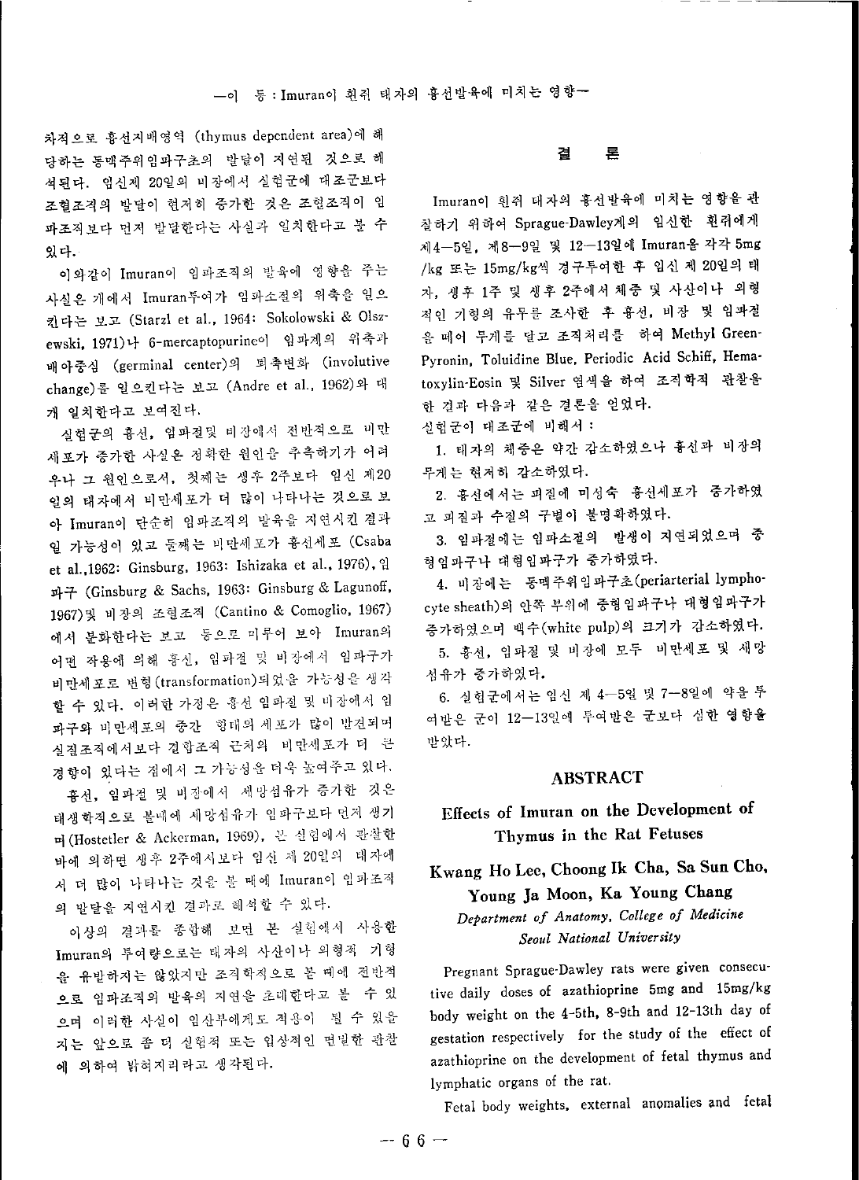차적으로 흉선지배영역 (thymus dependent area)에 해당하는 동맥주위임파구초의 발달이 지연된 것으로 해석된다. 임신제 20일의 비장에서 실험군에 대조군보다 조혈조직의 발달이 현저히 증가한 것은 조혈조직이 임파조직보다 먼저 발달한다는 사실과 일치한다고 볼 수 있다.

이와같이 Imuran이 임파조직의 발육에 영향을 주는 사실은 개에서 Imuran투여가 임파소절의 위축을 일으킨다는 보고 (Starzl et al., 1964: Sokolowski & Olszewski, 1971)나 6-mercaptopurine이 임파계의 위축과 배아중심 (germinal center)의 퇴축변화 (involutive change)를 일으킨다는 보고 (Andre et al., 1962)와 대개 일치한다고 보여진다.

실험군의 흉선, 임파절및 비장에서 전반적으로 비만세포가 증가한 사실은 정확한 원인을 추측하기가 어려우나 그 원인으로서, 첫째는 생후 2주보다 임신 제20일의 태자에서 비만세포가 더 많이 나타나는 것으로 보아 Imuran이 단순히 임파조직의 발육을 지연시킨 결과일 가능성이 있고 둘째는 비만세포가 흉선세포 (Csaba et al.,1962: Ginsburg, 1963: Ishizaka et al., 1976), 임파구 (Ginsburg & Sachs, 1963: Ginsburg & Lagunoff, 1967)및 비장의 조혈조직 (Cantino & Comoglio, 1967)에서 분화한다는 보고 등으로 미루어 보아 Imuran의 어떤 작용에 의해 흉선, 임파절 및 비장에서 임파구가 비만세포로 변형(transformation)되었을 가능성은 생각할 수 있다. 이러한 가정은 흉선 임파절 및 비장에서 임파구와 비만세포의 중간 형태의 세포가 많이 발견되며 실질조직에서보다 결합조직 근처의 비만세포가 더 큰 경향이 있다는 점에서 그 가능성을 더욱 높여주고 있다.

흉선, 임파절 및 비장에서 세망섬유가 증가한 것은 태생학적으로 볼때에 세망섬유가 임파구보다 먼저 생기며(Hostetler & Ackerman, 1969), 본 실험에서 관찰한 바에 의하면 생후 2주에서보다 임신 제 20일의 태자에서 더 많이 나타나는 것을 볼 때에 Imuran이 임파조직의 발달을 지연시킨 결과로 해석할 수 있다.

이상의 결과를 종합해 보면 본 실험에서 사용한 Imuran의 투여량으로는 태자의 사산이나 외형적 기형을 유발하지는 않았지만 조직학적으로 볼 때에 전반적으로 임파조직의 발육의 지연은 초래한다고 볼 수 있으며 이러한 사실이 임산부에게도 적용이 될 수 있을지는 앞으로 좀 더 실험적 또는 임상적인 면밀한 관찰에 의하여 밝혀지리라고 생각된다.

## 결 론

Imuran이 흰쥐 태자의 흉선발육에 미치는 영향을 관찰하기 위하여 Sprague-Dawley계의 임신한 흰쥐에게 제4—5일, 제8—9일 및 12—13일에 Imuran을 각각 5mg/kg 또는 15mg/kg씩 경구투여한 후 임신 제 20일의 태자, 생후 1주 및 생후 2주에서 체중 및 사산이나 외형적인 기형의 유무를 조사한 후 흉선, 비장 및 임파절을 떼어 무게를 달고 조직처리를 하여 Methyl Green-Pyronin, Toluidine Blue, Periodic Acid Schiff, Hematoxylin-Eosin 및 Silver 염색을 하여 조직학적 관찰을 한 결과 다음과 같은 결론을 얻었다.

실험군이 대조군에 비해서:

1. 태자의 체중은 약간 감소하였으나 흉선과 비장의 무게는 현저히 감소하였다.
2. 흉선에서는 피질에 미성숙 흉선세포가 증가하였고 피질과 수질의 구별이 불명확하였다.
3. 임파절에는 임파소절의 발생이 지연되었으며 중형임파구나 대형임파구가 증가하였다.
4. 비장에는 동맥주위임파구초(periarterial lymphocyte sheath)의 안쪽 부위에 중형임파구나 대형임파구가 증가하였으며 백수(white pulp)의 크기가 감소하였다.
5. 흉선, 임파절 및 비장에 모두 비만세포 및 세망섬유가 증가하였다.
6. 실험군에서는 임신 제 4—5일 및 7—8일에 약을 투여받은 군이 12—13일에 투여받은 군보다 심한 영향을 받았다.

## ABSTRACT

### Effects of Imuran on the Development of Thymus in the Rat Fetuses

**Kwang Ho Lee, Choong Ik Cha, Sa Sun Cho, Young Ja Moon, Ka Young Chang**

*Department of Anatomy, College of Medicine Seoul National University*

Pregnant Sprague-Dawley rats were given consecutive daily doses of azathioprine 5mg and 15mg/kg body weight on the 4-5th, 8-9th and 12-13th day of gestation respectively for the study of the effect of azathioprine on the development of fetal thymus and lymphatic organs of the rat.

Fetal body weights, external anomalies and fetal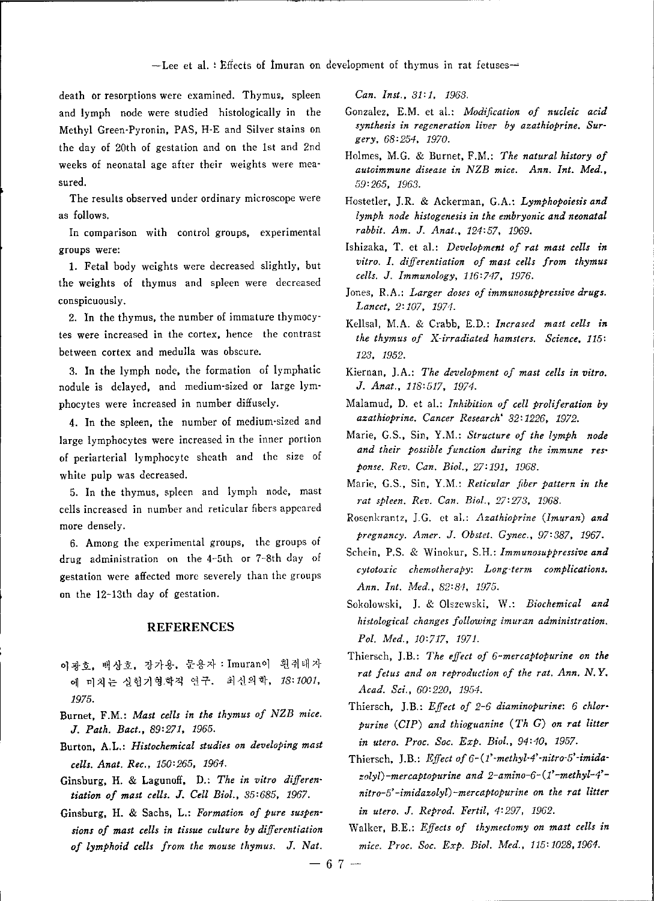death or resorptions were examined. Thymus, spleen and lymph node were studied histologically in the Methyl Green-Pyronin, PAS, H-E and Silver stains on the day of 20th of gestation and on the 1st and 2nd weeks of neonatal age after their weights were measured.

The results observed under ordinary microscope were as follows.

In comparison with control groups, experimental groups were:

1. Fetal body weights were decreased slightly, but the weights of thymus and spleen were decreased conspicuously.
2. In the thymus, the number of immature thymocytes were increased in the cortex, hence the contrast between cortex and medulla was obscure.
3. In the lymph node, the formation of lymphatic nodule is delayed, and medium-sized or large lymphocytes were increased in number diffusely.
4. In the spleen, the number of medium-sized and large lymphocytes were increased in the inner portion of periarterial lymphocyte sheath and the size of white pulp was decreased.
5. In the thymus, spleen and lymph node, mast cells increased in number and reticular fibers appeared more densely.
6. Among the experimental groups, the groups of drug administration on the 4-5th or 7-8th day of gestation were affected more severely than the groups on the 12-13th day of gestation.

## REFERENCES

이광호, 백상호, 장가용, 문용자 : Imuran이 흰쥐태자에 미치는 실험기형학적 연구. *최신의학, 18:1001, 1975.*

Burnet, F.M.: *Mast cells in the thymus of NZB mice. J. Path. Bact., 89:271, 1965.*

Burton, A.L.: *Histochemical studies on developing mast cells. Anat. Rec., 150:265, 1964.*

Ginsburg, H. & Lagunoff, D.: *The in vitro differentiation of mast cells. J. Cell Biol., 35:685, 1967.*

Ginsburg, H. & Sachs, L.: *Formation of pure suspensions of mast cells in tissue culture by differentiation of lymphoid cells from the mouse thymus. J. Nat. Can. Inst., 31:1, 1963.*

Gonzalez, E.M. et al.: *Modification of nucleic acid synthesis in regeneration liver by azathioprine. Surgery, 68:254, 1970.*

Holmes, M.G. & Burnet, F.M.: *The natural history of autoimmune disease in NZB mice. Ann. Int. Med., 59:265, 1963.*

Hostetler, J.R. & Ackerman, G.A.: *Lymphopoiesis and lymph node histogenesis in the embryonic and neonatal rabbit. Am. J. Anat., 124:57, 1969.*

Ishizaka, T. et al.: *Development of rat mast cells in vitro. I. differentiation of mast cells from thymus cells. J. Immunology, 116:747, 1976.*

Jones, R.A.: *Larger doses of immunosuppressive drugs. Lancet, 2:107, 1974.*

Kellsal, M.A. & Crabb, E.D.: *Incrased mast cells in the thymus of X-irradiated hamsters. Science, 115:123, 1952.*

Kiernan, J.A.: *The development of mast cells in vitro. J. Anat., 118:517, 1974.*

Malamud, D. et al.: *Inhibition of cell proliferation by azathioprine. Cancer Research' 32:1226, 1972.*

Marie, G.S., Sin, Y.M.: *Structure of the lymph node and their possible function during the immune response. Rev. Can. Biol., 27:191, 1968.*

Marie, G.S., Sin, Y.M.: *Reticular fiber pattern in the rat spleen. Rev. Can. Biol., 27:273, 1968.*

Rosenkrantz, J.G. et al.: *Azathioprine (Imuran) and pregnancy. Amer. J. Obstet. Gynec., 97:387, 1967.*

Schein, P.S. & Winokur, S.H.: *Immunosuppressive and cytotoxic chemotherapy: Long-term complications. Ann. Int. Med., 82:84, 1975.*

Sokolowski, J. & Olszewski, W.: *Biochemical and histological changes following imuran administration. Pol. Med., 10:717, 1971.*

Thiersch, J.B.: *The effect of 6-mercaptopurine on the rat fetus and on reproduction of the rat. Ann. N.Y. Acad. Sci., 60:220, 1954.*

Thiersch, J.B.: *Effect of 2-6 diaminopurine: 6 chlorpurine (CIP) and thioguanine (Th G) on rat litter in utero. Proc. Soc. Exp. Biol., 94:40, 1957.*

Thiersch, J.B.: *Effect of 6-(1'-methyl-4'-nitro-5'-imidazolyl)-mercaptopurine and 2-amino-6-(1'-methyl-4'-nitro-5'-imidazolyl)-mercaptopurine on the rat litter in utero. J. Reprod. Fertil, 4:297, 1962.*

Walker, B.E.: *Effects of thymectomy on mast cells in mice. Proc. Soc. Exp. Biol. Med., 115:1028, 1964.*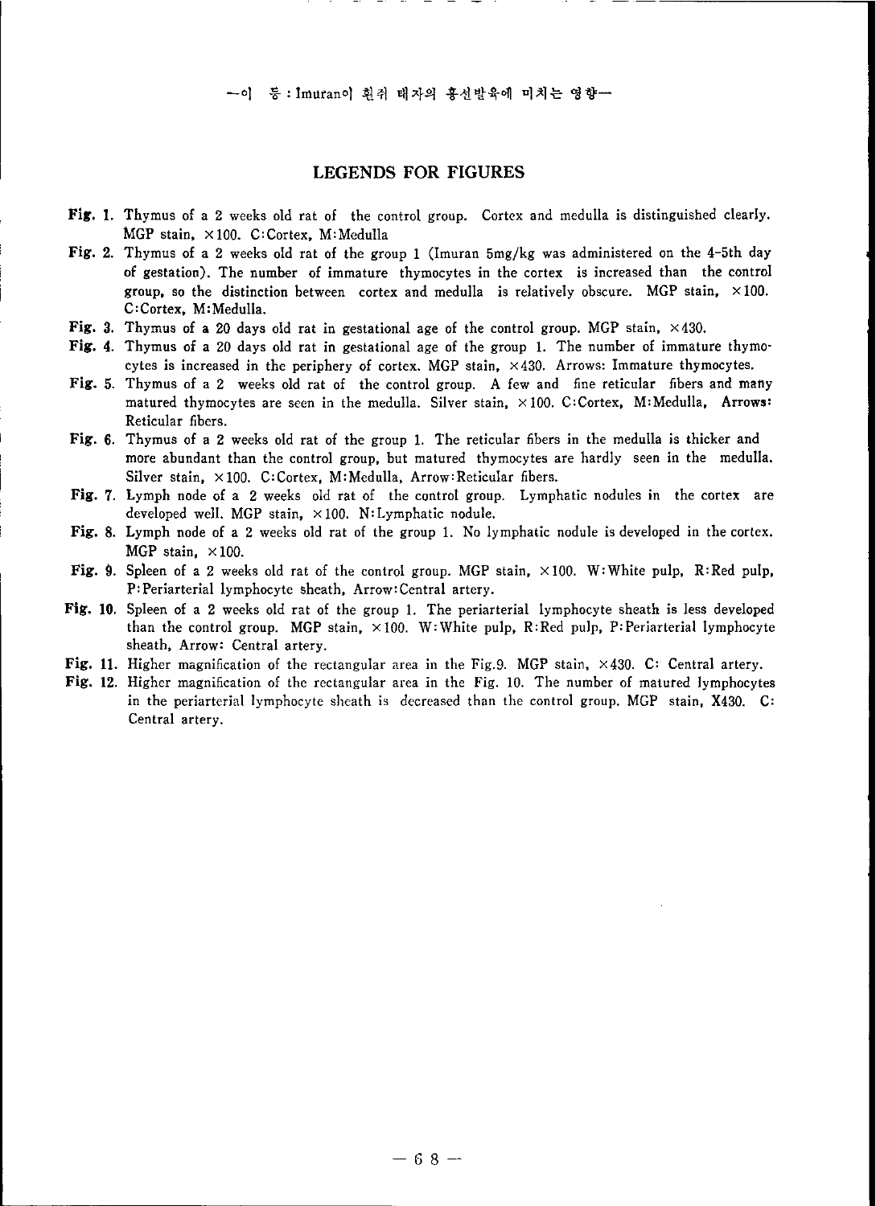## LEGENDS FOR FIGURES

**Fig. 1.** Thymus of a 2 weeks old rat of the control group. Cortex and medulla is distinguished clearly. MGP stain, ×100. C:Cortex, M:Medulla

**Fig. 2.** Thymus of a 2 weeks old rat of the group 1 (Imuran 5mg/kg was administered on the 4-5th day of gestation). The number of immature thymocytes in the cortex is increased than the control group, so the distinction between cortex and medulla is relatively obscure. MGP stain, ×100. C:Cortex, M:Medulla.

**Fig. 3.** Thymus of a 20 days old rat in gestational age of the control group. MGP stain, ×430.

**Fig. 4.** Thymus of a 20 days old rat in gestational age of the group 1. The number of immature thymocytes is increased in the periphery of cortex. MGP stain, ×430. Arrows: Immature thymocytes.

**Fig. 5.** Thymus of a 2 weeks old rat of the control group. A few and fine reticular fibers and many matured thymocytes are seen in the medulla. Silver stain, ×100. C:Cortex, M:Medulla, Arrows: Reticular fibers.

**Fig. 6.** Thymus of a 2 weeks old rat of the group 1. The reticular fibers in the medulla is thicker and more abundant than the control group, but matured thymocytes are hardly seen in the medulla. Silver stain, ×100. C:Cortex, M:Medulla, Arrow:Reticular fibers.

**Fig. 7.** Lymph node of a 2 weeks old rat of the control group. Lymphatic nodules in the cortex are developed well. MGP stain, ×100. N:Lymphatic nodule.

**Fig. 8.** Lymph node of a 2 weeks old rat of the group 1. No lymphatic nodule is developed in the cortex. MGP stain, ×100.

**Fig. 9.** Spleen of a 2 weeks old rat of the control group. MGP stain, ×100. W:White pulp, R:Red pulp, P:Periarterial lymphocyte sheath, Arrow:Central artery.

**Fig. 10.** Spleen of a 2 weeks old rat of the group 1. The periarterial lymphocyte sheath is less developed than the control group. MGP stain, ×100. W:White pulp, R:Red pulp, P:Periarterial lymphocyte sheath, Arrow: Central artery.

**Fig. 11.** Higher magnification of the rectangular area in the Fig.9. MGP stain, ×430. C: Central artery.

**Fig. 12.** Higher magnification of the rectangular area in the Fig. 10. The number of matured lymphocytes in the periarterial lymphocyte sheath is decreased than the control group. MGP stain, X430. C: Central artery.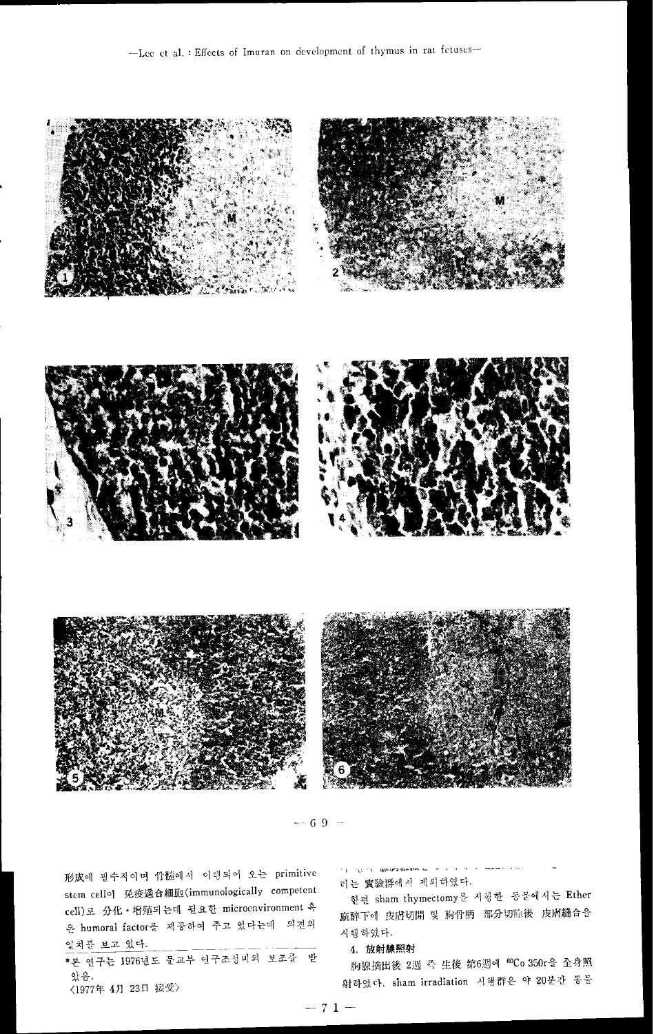形成에 필수적이며 骨髓에서 이행되어 오는 primitive stem cell이 免疫適合細胞(immunologically competent cell)로 分化・增殖되는데 필요한 microenvironment 혹은 humoral factor를 제공하여 주고 있다는데 의견의 일치를 보고 있다.

*본 연구는 1976년도 문교부 연구조성비의 보조를 받았음.
〈1977年 4月 23日 接受〉

리는 實驗群에서 제외하였다.

한편 sham thymectomy를 시행한 동물에서는 Ether 麻醉下에 皮膚切開 및 胸骨柄 部分切除後 皮膚縫合을 시행하였다.

4. 放射線照射

胸腺摘出後 2週 즉 生後 第6週에 $^{60}Co$ 350r을 全身照射하였다. sham irradiation 시행群은 약 20분간 동물